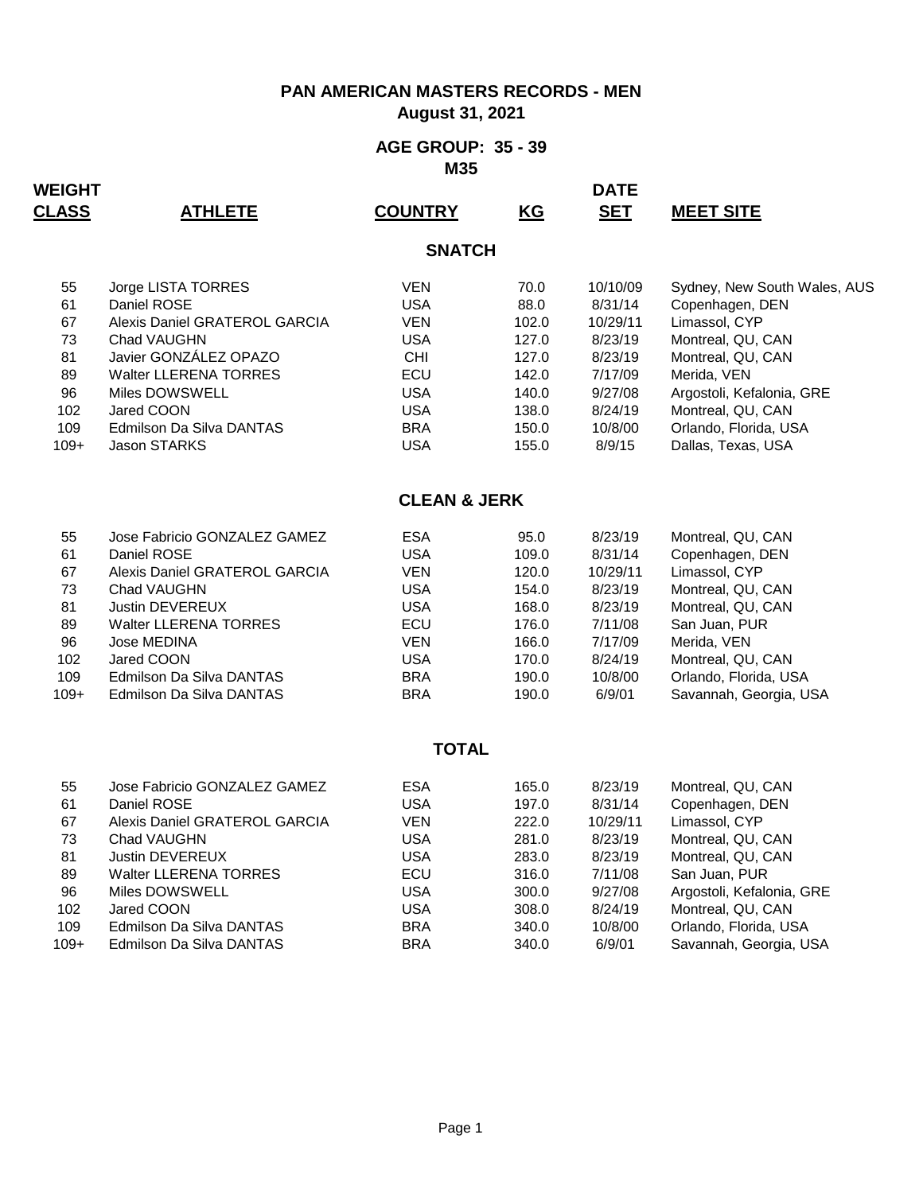# PAN AMERICAN MASTERS RECORDS - MEN

**August 31, 2021**

## AGE GROUP: 35 - 39

**M35**

### SNATCH

| WEIGHT CLASS | ATHLETE | COUNTRY | KG | DATE SET | MEET SITE |
|---|---|---|---|---|---|
| 55 | Jorge LISTA TORRES | VEN | 70.0 | 10/10/09 | Sydney, New South Wales, AUS |
| 61 | Daniel ROSE | USA | 88.0 | 8/31/14 | Copenhagen, DEN |
| 67 | Alexis Daniel GRATEROL GARCIA | VEN | 102.0 | 10/29/11 | Limassol, CYP |
| 73 | Chad VAUGHN | USA | 127.0 | 8/23/19 | Montreal, QU, CAN |
| 81 | Javier GONZÁLEZ OPAZO | CHI | 127.0 | 8/23/19 | Montreal, QU, CAN |
| 89 | Walter LLERENA TORRES | ECU | 142.0 | 7/17/09 | Merida, VEN |
| 96 | Miles DOWSWELL | USA | 140.0 | 9/27/08 | Argostoli, Kefalonia, GRE |
| 102 | Jared COON | USA | 138.0 | 8/24/19 | Montreal, QU, CAN |
| 109 | Edmilson Da Silva DANTAS | BRA | 150.0 | 10/8/00 | Orlando, Florida, USA |
| 109+ | Jason STARKS | USA | 155.0 | 8/9/15 | Dallas, Texas, USA |

### CLEAN & JERK

| WEIGHT CLASS | ATHLETE | COUNTRY | KG | DATE SET | MEET SITE |
|---|---|---|---|---|---|
| 55 | Jose Fabricio GONZALEZ GAMEZ | ESA | 95.0 | 8/23/19 | Montreal, QU, CAN |
| 61 | Daniel ROSE | USA | 109.0 | 8/31/14 | Copenhagen, DEN |
| 67 | Alexis Daniel GRATEROL GARCIA | VEN | 120.0 | 10/29/11 | Limassol, CYP |
| 73 | Chad VAUGHN | USA | 154.0 | 8/23/19 | Montreal, QU, CAN |
| 81 | Justin DEVEREUX | USA | 168.0 | 8/23/19 | Montreal, QU, CAN |
| 89 | Walter LLERENA TORRES | ECU | 176.0 | 7/11/08 | San Juan, PUR |
| 96 | Jose MEDINA | VEN | 166.0 | 7/17/09 | Merida, VEN |
| 102 | Jared COON | USA | 170.0 | 8/24/19 | Montreal, QU, CAN |
| 109 | Edmilson Da Silva DANTAS | BRA | 190.0 | 10/8/00 | Orlando, Florida, USA |
| 109+ | Edmilson Da Silva DANTAS | BRA | 190.0 | 6/9/01 | Savannah, Georgia, USA |

### TOTAL

| WEIGHT CLASS | ATHLETE | COUNTRY | KG | DATE SET | MEET SITE |
|---|---|---|---|---|---|
| 55 | Jose Fabricio GONZALEZ GAMEZ | ESA | 165.0 | 8/23/19 | Montreal, QU, CAN |
| 61 | Daniel ROSE | USA | 197.0 | 8/31/14 | Copenhagen, DEN |
| 67 | Alexis Daniel GRATEROL GARCIA | VEN | 222.0 | 10/29/11 | Limassol, CYP |
| 73 | Chad VAUGHN | USA | 281.0 | 8/23/19 | Montreal, QU, CAN |
| 81 | Justin DEVEREUX | USA | 283.0 | 8/23/19 | Montreal, QU, CAN |
| 89 | Walter LLERENA TORRES | ECU | 316.0 | 7/11/08 | San Juan, PUR |
| 96 | Miles DOWSWELL | USA | 300.0 | 9/27/08 | Argostoli, Kefalonia, GRE |
| 102 | Jared COON | USA | 308.0 | 8/24/19 | Montreal, QU, CAN |
| 109 | Edmilson Da Silva DANTAS | BRA | 340.0 | 10/8/00 | Orlando, Florida, USA |
| 109+ | Edmilson Da Silva DANTAS | BRA | 340.0 | 6/9/01 | Savannah, Georgia, USA |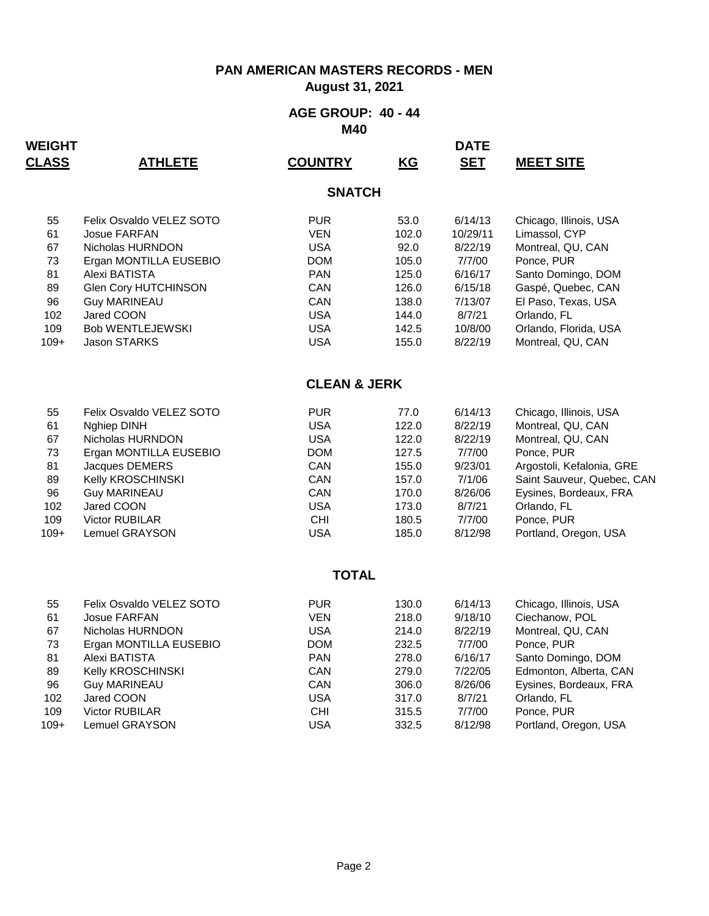# PAN AMERICAN MASTERS RECORDS - MEN

**August 31, 2021**

## AGE GROUP: 40 - 44

**M40**

### SNATCH

| WEIGHT CLASS | ATHLETE | COUNTRY | KG | DATE SET | MEET SITE |
|---|---|---|---|---|---|
| 55 | Felix Osvaldo VELEZ SOTO | PUR | 53.0 | 6/14/13 | Chicago, Illinois, USA |
| 61 | Josue FARFAN | VEN | 102.0 | 10/29/11 | Limassol, CYP |
| 67 | Nicholas HURNDON | USA | 92.0 | 8/22/19 | Montreal, QU, CAN |
| 73 | Ergan MONTILLA EUSEBIO | DOM | 105.0 | 7/7/00 | Ponce, PUR |
| 81 | Alexi BATISTA | PAN | 125.0 | 6/16/17 | Santo Domingo, DOM |
| 89 | Glen Cory HUTCHINSON | CAN | 126.0 | 6/15/18 | Gaspé, Quebec, CAN |
| 96 | Guy MARINEAU | CAN | 138.0 | 7/13/07 | El Paso, Texas, USA |
| 102 | Jared COON | USA | 144.0 | 8/7/21 | Orlando, FL |
| 109 | Bob WENTLEJEWSKI | USA | 142.5 | 10/8/00 | Orlando, Florida, USA |
| 109+ | Jason STARKS | USA | 155.0 | 8/22/19 | Montreal, QU, CAN |

### CLEAN & JERK

| WEIGHT CLASS | ATHLETE | COUNTRY | KG | DATE SET | MEET SITE |
|---|---|---|---|---|---|
| 55 | Felix Osvaldo VELEZ SOTO | PUR | 77.0 | 6/14/13 | Chicago, Illinois, USA |
| 61 | Nghiep DINH | USA | 122.0 | 8/22/19 | Montreal, QU, CAN |
| 67 | Nicholas HURNDON | USA | 122.0 | 8/22/19 | Montreal, QU, CAN |
| 73 | Ergan MONTILLA EUSEBIO | DOM | 127.5 | 7/7/00 | Ponce, PUR |
| 81 | Jacques DEMERS | CAN | 155.0 | 9/23/01 | Argostoli, Kefalonia, GRE |
| 89 | Kelly KROSCHINSKI | CAN | 157.0 | 7/1/06 | Saint Sauveur, Quebec, CAN |
| 96 | Guy MARINEAU | CAN | 170.0 | 8/26/06 | Eysines, Bordeaux, FRA |
| 102 | Jared COON | USA | 173.0 | 8/7/21 | Orlando, FL |
| 109 | Victor RUBILAR | CHI | 180.5 | 7/7/00 | Ponce, PUR |
| 109+ | Lemuel GRAYSON | USA | 185.0 | 8/12/98 | Portland, Oregon, USA |

### TOTAL

| WEIGHT CLASS | ATHLETE | COUNTRY | KG | DATE SET | MEET SITE |
|---|---|---|---|---|---|
| 55 | Felix Osvaldo VELEZ SOTO | PUR | 130.0 | 6/14/13 | Chicago, Illinois, USA |
| 61 | Josue FARFAN | VEN | 218.0 | 9/18/10 | Ciechanow, POL |
| 67 | Nicholas HURNDON | USA | 214.0 | 8/22/19 | Montreal, QU, CAN |
| 73 | Ergan MONTILLA EUSEBIO | DOM | 232.5 | 7/7/00 | Ponce, PUR |
| 81 | Alexi BATISTA | PAN | 278.0 | 6/16/17 | Santo Domingo, DOM |
| 89 | Kelly KROSCHINSKI | CAN | 279.0 | 7/22/05 | Edmonton, Alberta, CAN |
| 96 | Guy MARINEAU | CAN | 306.0 | 8/26/06 | Eysines, Bordeaux, FRA |
| 102 | Jared COON | USA | 317.0 | 8/7/21 | Orlando, FL |
| 109 | Victor RUBILAR | CHI | 315.5 | 7/7/00 | Ponce, PUR |
| 109+ | Lemuel GRAYSON | USA | 332.5 | 8/12/98 | Portland, Oregon, USA |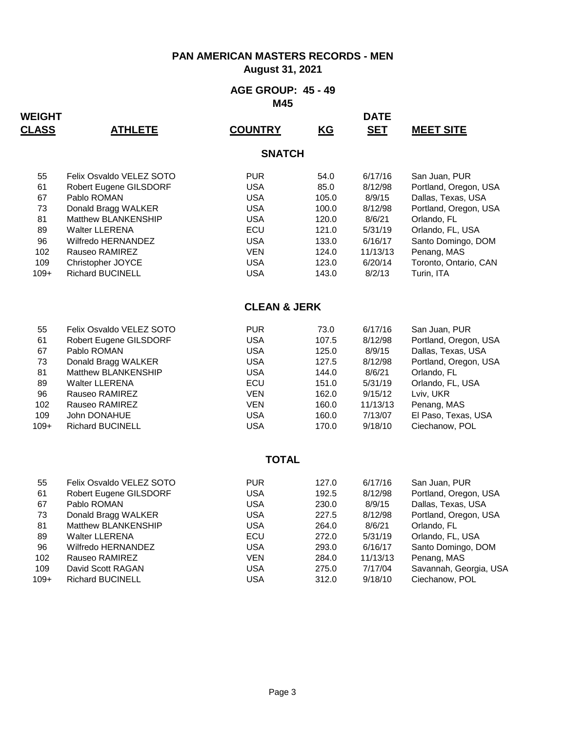# PAN AMERICAN MASTERS RECORDS - MEN
**August 31, 2021**

## AGE GROUP: 45 - 49
**M45**

### SNATCH

| WEIGHT CLASS | ATHLETE | COUNTRY | KG | DATE SET | MEET SITE |
|---|---|---|---|---|---|
| 55 | Felix Osvaldo VELEZ SOTO | PUR | 54.0 | 6/17/16 | San Juan, PUR |
| 61 | Robert Eugene GILSDORF | USA | 85.0 | 8/12/98 | Portland, Oregon, USA |
| 67 | Pablo ROMAN | USA | 105.0 | 8/9/15 | Dallas, Texas, USA |
| 73 | Donald Bragg WALKER | USA | 100.0 | 8/12/98 | Portland, Oregon, USA |
| 81 | Matthew BLANKENSHIP | USA | 120.0 | 8/6/21 | Orlando, FL |
| 89 | Walter LLERENA | ECU | 121.0 | 5/31/19 | Orlando, FL, USA |
| 96 | Wilfredo HERNANDEZ | USA | 133.0 | 6/16/17 | Santo Domingo, DOM |
| 102 | Rauseo RAMIREZ | VEN | 124.0 | 11/13/13 | Penang, MAS |
| 109 | Christopher JOYCE | USA | 123.0 | 6/20/14 | Toronto, Ontario, CAN |
| 109+ | Richard BUCINELL | USA | 143.0 | 8/2/13 | Turin, ITA |

### CLEAN & JERK

| WEIGHT CLASS | ATHLETE | COUNTRY | KG | DATE SET | MEET SITE |
|---|---|---|---|---|---|
| 55 | Felix Osvaldo VELEZ SOTO | PUR | 73.0 | 6/17/16 | San Juan, PUR |
| 61 | Robert Eugene GILSDORF | USA | 107.5 | 8/12/98 | Portland, Oregon, USA |
| 67 | Pablo ROMAN | USA | 125.0 | 8/9/15 | Dallas, Texas, USA |
| 73 | Donald Bragg WALKER | USA | 127.5 | 8/12/98 | Portland, Oregon, USA |
| 81 | Matthew BLANKENSHIP | USA | 144.0 | 8/6/21 | Orlando, FL |
| 89 | Walter LLERENA | ECU | 151.0 | 5/31/19 | Orlando, FL, USA |
| 96 | Rauseo RAMIREZ | VEN | 162.0 | 9/15/12 | Lviv, UKR |
| 102 | Rauseo RAMIREZ | VEN | 160.0 | 11/13/13 | Penang, MAS |
| 109 | John DONAHUE | USA | 160.0 | 7/13/07 | El Paso, Texas, USA |
| 109+ | Richard BUCINELL | USA | 170.0 | 9/18/10 | Ciechanow, POL |

### TOTAL

| WEIGHT CLASS | ATHLETE | COUNTRY | KG | DATE SET | MEET SITE |
|---|---|---|---|---|---|
| 55 | Felix Osvaldo VELEZ SOTO | PUR | 127.0 | 6/17/16 | San Juan, PUR |
| 61 | Robert Eugene GILSDORF | USA | 192.5 | 8/12/98 | Portland, Oregon, USA |
| 67 | Pablo ROMAN | USA | 230.0 | 8/9/15 | Dallas, Texas, USA |
| 73 | Donald Bragg WALKER | USA | 227.5 | 8/12/98 | Portland, Oregon, USA |
| 81 | Matthew BLANKENSHIP | USA | 264.0 | 8/6/21 | Orlando, FL |
| 89 | Walter LLERENA | ECU | 272.0 | 5/31/19 | Orlando, FL, USA |
| 96 | Wilfredo HERNANDEZ | USA | 293.0 | 6/16/17 | Santo Domingo, DOM |
| 102 | Rauseo RAMIREZ | VEN | 284.0 | 11/13/13 | Penang, MAS |
| 109 | David Scott RAGAN | USA | 275.0 | 7/17/04 | Savannah, Georgia, USA |
| 109+ | Richard BUCINELL | USA | 312.0 | 9/18/10 | Ciechanow, POL |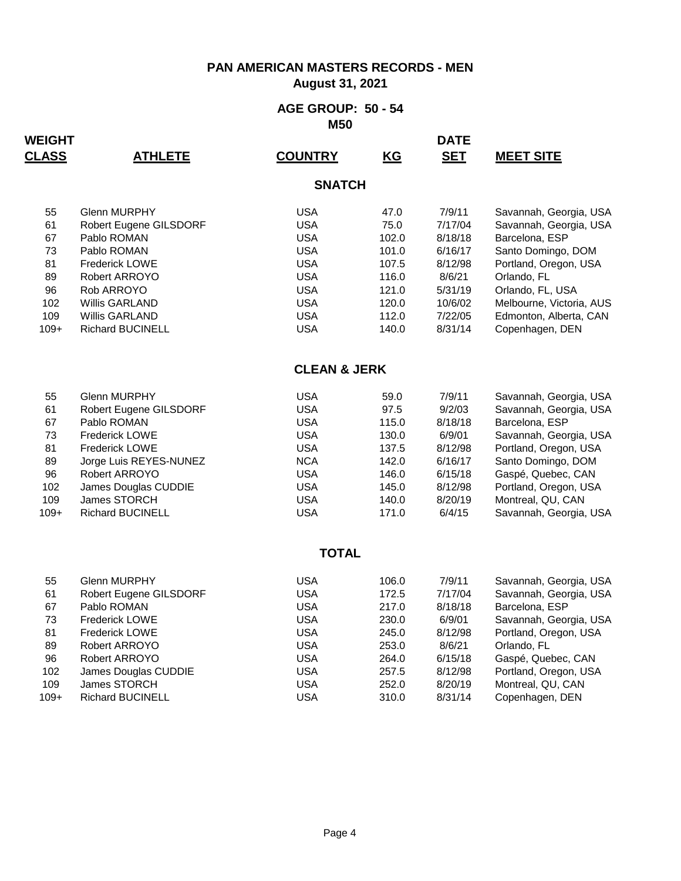# PAN AMERICAN MASTERS RECORDS - MEN

**August 31, 2021**

## AGE GROUP: 50 - 54

**M50**

### SNATCH

| WEIGHT CLASS | ATHLETE | COUNTRY | KG | DATE SET | MEET SITE |
|---|---|---|---|---|---|
| 55 | Glenn MURPHY | USA | 47.0 | 7/9/11 | Savannah, Georgia, USA |
| 61 | Robert Eugene GILSDORF | USA | 75.0 | 7/17/04 | Savannah, Georgia, USA |
| 67 | Pablo ROMAN | USA | 102.0 | 8/18/18 | Barcelona, ESP |
| 73 | Pablo ROMAN | USA | 101.0 | 6/16/17 | Santo Domingo, DOM |
| 81 | Frederick LOWE | USA | 107.5 | 8/12/98 | Portland, Oregon, USA |
| 89 | Robert ARROYO | USA | 116.0 | 8/6/21 | Orlando, FL |
| 96 | Rob ARROYO | USA | 121.0 | 5/31/19 | Orlando, FL, USA |
| 102 | Willis GARLAND | USA | 120.0 | 10/6/02 | Melbourne, Victoria, AUS |
| 109 | Willis GARLAND | USA | 112.0 | 7/22/05 | Edmonton, Alberta, CAN |
| 109+ | Richard BUCINELL | USA | 140.0 | 8/31/14 | Copenhagen, DEN |

### CLEAN & JERK

| WEIGHT CLASS | ATHLETE | COUNTRY | KG | DATE SET | MEET SITE |
|---|---|---|---|---|---|
| 55 | Glenn MURPHY | USA | 59.0 | 7/9/11 | Savannah, Georgia, USA |
| 61 | Robert Eugene GILSDORF | USA | 97.5 | 9/2/03 | Savannah, Georgia, USA |
| 67 | Pablo ROMAN | USA | 115.0 | 8/18/18 | Barcelona, ESP |
| 73 | Frederick LOWE | USA | 130.0 | 6/9/01 | Savannah, Georgia, USA |
| 81 | Frederick LOWE | USA | 137.5 | 8/12/98 | Portland, Oregon, USA |
| 89 | Jorge Luis REYES-NUNEZ | NCA | 142.0 | 6/16/17 | Santo Domingo, DOM |
| 96 | Robert ARROYO | USA | 146.0 | 6/15/18 | Gaspé, Quebec, CAN |
| 102 | James Douglas CUDDIE | USA | 145.0 | 8/12/98 | Portland, Oregon, USA |
| 109 | James STORCH | USA | 140.0 | 8/20/19 | Montreal, QU, CAN |
| 109+ | Richard BUCINELL | USA | 171.0 | 6/4/15 | Savannah, Georgia, USA |

### TOTAL

| WEIGHT CLASS | ATHLETE | COUNTRY | KG | DATE SET | MEET SITE |
|---|---|---|---|---|---|
| 55 | Glenn MURPHY | USA | 106.0 | 7/9/11 | Savannah, Georgia, USA |
| 61 | Robert Eugene GILSDORF | USA | 172.5 | 7/17/04 | Savannah, Georgia, USA |
| 67 | Pablo ROMAN | USA | 217.0 | 8/18/18 | Barcelona, ESP |
| 73 | Frederick LOWE | USA | 230.0 | 6/9/01 | Savannah, Georgia, USA |
| 81 | Frederick LOWE | USA | 245.0 | 8/12/98 | Portland, Oregon, USA |
| 89 | Robert ARROYO | USA | 253.0 | 8/6/21 | Orlando, FL |
| 96 | Robert ARROYO | USA | 264.0 | 6/15/18 | Gaspé, Quebec, CAN |
| 102 | James Douglas CUDDIE | USA | 257.5 | 8/12/98 | Portland, Oregon, USA |
| 109 | James STORCH | USA | 252.0 | 8/20/19 | Montreal, QU, CAN |
| 109+ | Richard BUCINELL | USA | 310.0 | 8/31/14 | Copenhagen, DEN |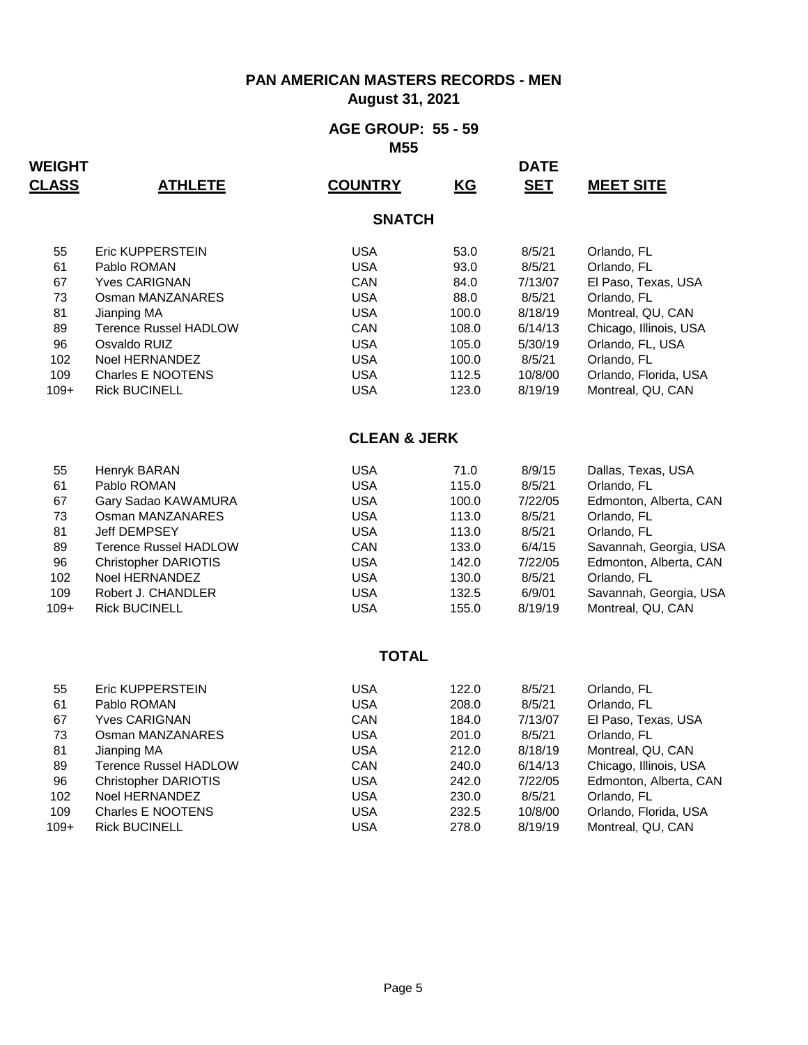# PAN AMERICAN MASTERS RECORDS - MEN

**August 31, 2021**

## AGE GROUP: 55 - 59

**M55**

### SNATCH

| WEIGHT CLASS | ATHLETE | COUNTRY | KG | DATE SET | MEET SITE |
|---|---|---|---|---|---|
| 55 | Eric KUPPERSTEIN | USA | 53.0 | 8/5/21 | Orlando, FL |
| 61 | Pablo ROMAN | USA | 93.0 | 8/5/21 | Orlando, FL |
| 67 | Yves CARIGNAN | CAN | 84.0 | 7/13/07 | El Paso, Texas, USA |
| 73 | Osman MANZANARES | USA | 88.0 | 8/5/21 | Orlando, FL |
| 81 | Jianping MA | USA | 100.0 | 8/18/19 | Montreal, QU, CAN |
| 89 | Terence Russel HADLOW | CAN | 108.0 | 6/14/13 | Chicago, Illinois, USA |
| 96 | Osvaldo RUIZ | USA | 105.0 | 5/30/19 | Orlando, FL, USA |
| 102 | Noel HERNANDEZ | USA | 100.0 | 8/5/21 | Orlando, FL |
| 109 | Charles E NOOTENS | USA | 112.5 | 10/8/00 | Orlando, Florida, USA |
| 109+ | Rick BUCINELL | USA | 123.0 | 8/19/19 | Montreal, QU, CAN |

### CLEAN & JERK

| WEIGHT CLASS | ATHLETE | COUNTRY | KG | DATE SET | MEET SITE |
|---|---|---|---|---|---|
| 55 | Henryk BARAN | USA | 71.0 | 8/9/15 | Dallas, Texas, USA |
| 61 | Pablo ROMAN | USA | 115.0 | 8/5/21 | Orlando, FL |
| 67 | Gary Sadao KAWAMURA | USA | 100.0 | 7/22/05 | Edmonton, Alberta, CAN |
| 73 | Osman MANZANARES | USA | 113.0 | 8/5/21 | Orlando, FL |
| 81 | Jeff DEMPSEY | USA | 113.0 | 8/5/21 | Orlando, FL |
| 89 | Terence Russel HADLOW | CAN | 133.0 | 6/4/15 | Savannah, Georgia, USA |
| 96 | Christopher DARIOTIS | USA | 142.0 | 7/22/05 | Edmonton, Alberta, CAN |
| 102 | Noel HERNANDEZ | USA | 130.0 | 8/5/21 | Orlando, FL |
| 109 | Robert J. CHANDLER | USA | 132.5 | 6/9/01 | Savannah, Georgia, USA |
| 109+ | Rick BUCINELL | USA | 155.0 | 8/19/19 | Montreal, QU, CAN |

### TOTAL

| WEIGHT CLASS | ATHLETE | COUNTRY | KG | DATE SET | MEET SITE |
|---|---|---|---|---|---|
| 55 | Eric KUPPERSTEIN | USA | 122.0 | 8/5/21 | Orlando, FL |
| 61 | Pablo ROMAN | USA | 208.0 | 8/5/21 | Orlando, FL |
| 67 | Yves CARIGNAN | CAN | 184.0 | 7/13/07 | El Paso, Texas, USA |
| 73 | Osman MANZANARES | USA | 201.0 | 8/5/21 | Orlando, FL |
| 81 | Jianping MA | USA | 212.0 | 8/18/19 | Montreal, QU, CAN |
| 89 | Terence Russel HADLOW | CAN | 240.0 | 6/14/13 | Chicago, Illinois, USA |
| 96 | Christopher DARIOTIS | USA | 242.0 | 7/22/05 | Edmonton, Alberta, CAN |
| 102 | Noel HERNANDEZ | USA | 230.0 | 8/5/21 | Orlando, FL |
| 109 | Charles E NOOTENS | USA | 232.5 | 10/8/00 | Orlando, Florida, USA |
| 109+ | Rick BUCINELL | USA | 278.0 | 8/19/19 | Montreal, QU, CAN |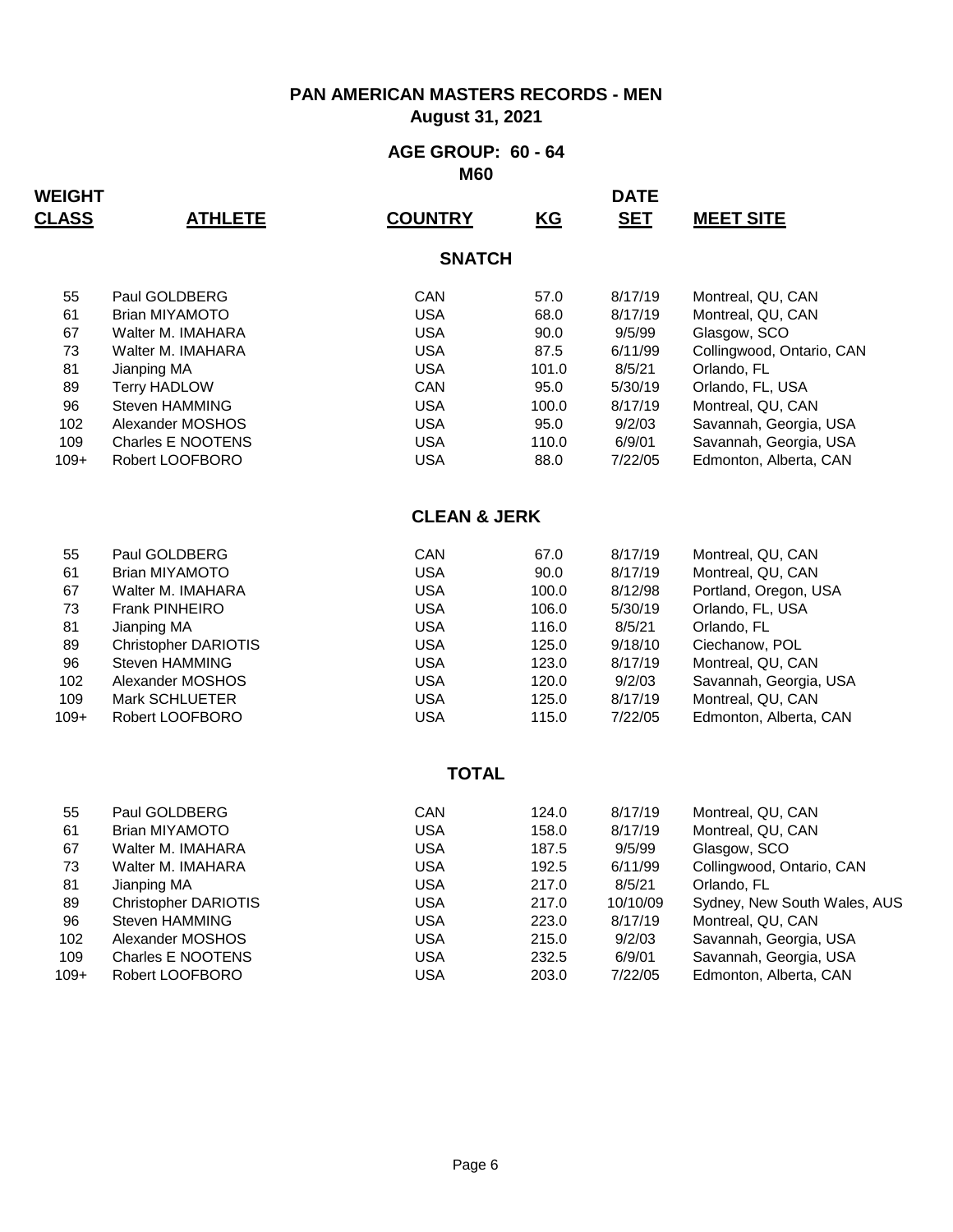# PAN AMERICAN MASTERS RECORDS - MEN

**August 31, 2021**

## AGE GROUP: 60 - 64

**M60**

### SNATCH

| WEIGHT CLASS | ATHLETE | COUNTRY | KG | DATE SET | MEET SITE |
|---|---|---|---|---|---|
| 55 | Paul GOLDBERG | CAN | 57.0 | 8/17/19 | Montreal, QU, CAN |
| 61 | Brian MIYAMOTO | USA | 68.0 | 8/17/19 | Montreal, QU, CAN |
| 67 | Walter M. IMAHARA | USA | 90.0 | 9/5/99 | Glasgow, SCO |
| 73 | Walter M. IMAHARA | USA | 87.5 | 6/11/99 | Collingwood, Ontario, CAN |
| 81 | Jianping MA | USA | 101.0 | 8/5/21 | Orlando, FL |
| 89 | Terry HADLOW | CAN | 95.0 | 5/30/19 | Orlando, FL, USA |
| 96 | Steven HAMMING | USA | 100.0 | 8/17/19 | Montreal, QU, CAN |
| 102 | Alexander MOSHOS | USA | 95.0 | 9/2/03 | Savannah, Georgia, USA |
| 109 | Charles E NOOTENS | USA | 110.0 | 6/9/01 | Savannah, Georgia, USA |
| 109+ | Robert LOOFBORO | USA | 88.0 | 7/22/05 | Edmonton, Alberta, CAN |

### CLEAN & JERK

| WEIGHT CLASS | ATHLETE | COUNTRY | KG | DATE SET | MEET SITE |
|---|---|---|---|---|---|
| 55 | Paul GOLDBERG | CAN | 67.0 | 8/17/19 | Montreal, QU, CAN |
| 61 | Brian MIYAMOTO | USA | 90.0 | 8/17/19 | Montreal, QU, CAN |
| 67 | Walter M. IMAHARA | USA | 100.0 | 8/12/98 | Portland, Oregon, USA |
| 73 | Frank PINHEIRO | USA | 106.0 | 5/30/19 | Orlando, FL, USA |
| 81 | Jianping MA | USA | 116.0 | 8/5/21 | Orlando, FL |
| 89 | Christopher DARIOTIS | USA | 125.0 | 9/18/10 | Ciechanow, POL |
| 96 | Steven HAMMING | USA | 123.0 | 8/17/19 | Montreal, QU, CAN |
| 102 | Alexander MOSHOS | USA | 120.0 | 9/2/03 | Savannah, Georgia, USA |
| 109 | Mark SCHLUETER | USA | 125.0 | 8/17/19 | Montreal, QU, CAN |
| 109+ | Robert LOOFBORO | USA | 115.0 | 7/22/05 | Edmonton, Alberta, CAN |

### TOTAL

| WEIGHT CLASS | ATHLETE | COUNTRY | KG | DATE SET | MEET SITE |
|---|---|---|---|---|---|
| 55 | Paul GOLDBERG | CAN | 124.0 | 8/17/19 | Montreal, QU, CAN |
| 61 | Brian MIYAMOTO | USA | 158.0 | 8/17/19 | Montreal, QU, CAN |
| 67 | Walter M. IMAHARA | USA | 187.5 | 9/5/99 | Glasgow, SCO |
| 73 | Walter M. IMAHARA | USA | 192.5 | 6/11/99 | Collingwood, Ontario, CAN |
| 81 | Jianping MA | USA | 217.0 | 8/5/21 | Orlando, FL |
| 89 | Christopher DARIOTIS | USA | 217.0 | 10/10/09 | Sydney, New South Wales, AUS |
| 96 | Steven HAMMING | USA | 223.0 | 8/17/19 | Montreal, QU, CAN |
| 102 | Alexander MOSHOS | USA | 215.0 | 9/2/03 | Savannah, Georgia, USA |
| 109 | Charles E NOOTENS | USA | 232.5 | 6/9/01 | Savannah, Georgia, USA |
| 109+ | Robert LOOFBORO | USA | 203.0 | 7/22/05 | Edmonton, Alberta, CAN |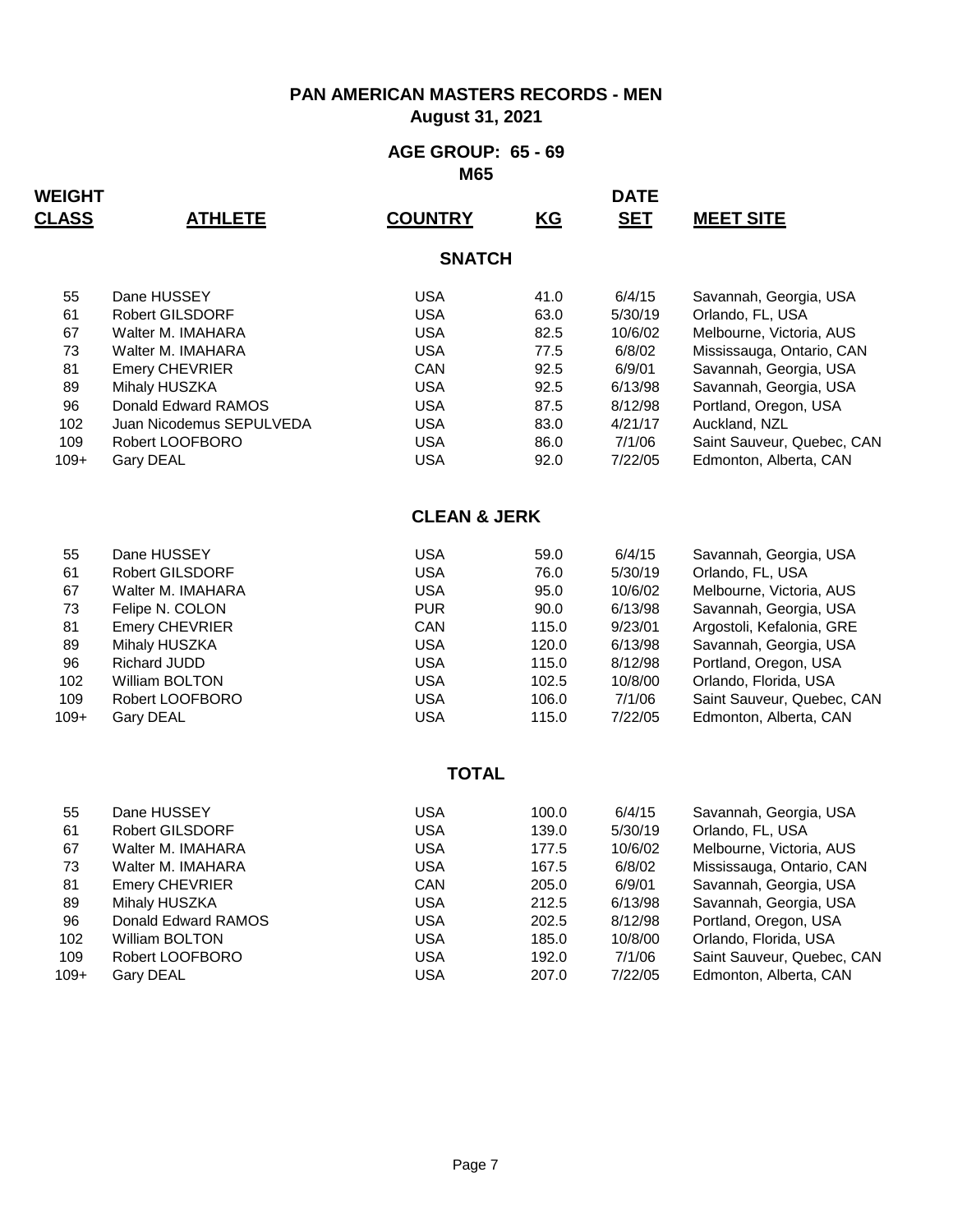# PAN AMERICAN MASTERS RECORDS - MEN

## August 31, 2021

## AGE GROUP: 65 - 69

### M65

| WEIGHT CLASS | ATHLETE | COUNTRY | KG | DATE SET | MEET SITE |
|---|---|---|---|---|---|
| | | **SNATCH** | | | |
| 55 | Dane HUSSEY | USA | 41.0 | 6/4/15 | Savannah, Georgia, USA |
| 61 | Robert GILSDORF | USA | 63.0 | 5/30/19 | Orlando, FL, USA |
| 67 | Walter M. IMAHARA | USA | 82.5 | 10/6/02 | Melbourne, Victoria, AUS |
| 73 | Walter M. IMAHARA | USA | 77.5 | 6/8/02 | Mississauga, Ontario, CAN |
| 81 | Emery CHEVRIER | CAN | 92.5 | 6/9/01 | Savannah, Georgia, USA |
| 89 | Mihaly HUSZKA | USA | 92.5 | 6/13/98 | Savannah, Georgia, USA |
| 96 | Donald Edward RAMOS | USA | 87.5 | 8/12/98 | Portland, Oregon, USA |
| 102 | Juan Nicodemus SEPULVEDA | USA | 83.0 | 4/21/17 | Auckland, NZL |
| 109 | Robert LOOFBORO | USA | 86.0 | 7/1/06 | Saint Sauveur, Quebec, CAN |
| 109+ | Gary DEAL | USA | 92.0 | 7/22/05 | Edmonton, Alberta, CAN |
| | | **CLEAN & JERK** | | | |
| 55 | Dane HUSSEY | USA | 59.0 | 6/4/15 | Savannah, Georgia, USA |
| 61 | Robert GILSDORF | USA | 76.0 | 5/30/19 | Orlando, FL, USA |
| 67 | Walter M. IMAHARA | USA | 95.0 | 10/6/02 | Melbourne, Victoria, AUS |
| 73 | Felipe N. COLON | PUR | 90.0 | 6/13/98 | Savannah, Georgia, USA |
| 81 | Emery CHEVRIER | CAN | 115.0 | 9/23/01 | Argostoli, Kefalonia, GRE |
| 89 | Mihaly HUSZKA | USA | 120.0 | 6/13/98 | Savannah, Georgia, USA |
| 96 | Richard JUDD | USA | 115.0 | 8/12/98 | Portland, Oregon, USA |
| 102 | William BOLTON | USA | 102.5 | 10/8/00 | Orlando, Florida, USA |
| 109 | Robert LOOFBORO | USA | 106.0 | 7/1/06 | Saint Sauveur, Quebec, CAN |
| 109+ | Gary DEAL | USA | 115.0 | 7/22/05 | Edmonton, Alberta, CAN |
| | | **TOTAL** | | | |
| 55 | Dane HUSSEY | USA | 100.0 | 6/4/15 | Savannah, Georgia, USA |
| 61 | Robert GILSDORF | USA | 139.0 | 5/30/19 | Orlando, FL, USA |
| 67 | Walter M. IMAHARA | USA | 177.5 | 10/6/02 | Melbourne, Victoria, AUS |
| 73 | Walter M. IMAHARA | USA | 167.5 | 6/8/02 | Mississauga, Ontario, CAN |
| 81 | Emery CHEVRIER | CAN | 205.0 | 6/9/01 | Savannah, Georgia, USA |
| 89 | Mihaly HUSZKA | USA | 212.5 | 6/13/98 | Savannah, Georgia, USA |
| 96 | Donald Edward RAMOS | USA | 202.5 | 8/12/98 | Portland, Oregon, USA |
| 102 | William BOLTON | USA | 185.0 | 10/8/00 | Orlando, Florida, USA |
| 109 | Robert LOOFBORO | USA | 192.0 | 7/1/06 | Saint Sauveur, Quebec, CAN |
| 109+ | Gary DEAL | USA | 207.0 | 7/22/05 | Edmonton, Alberta, CAN |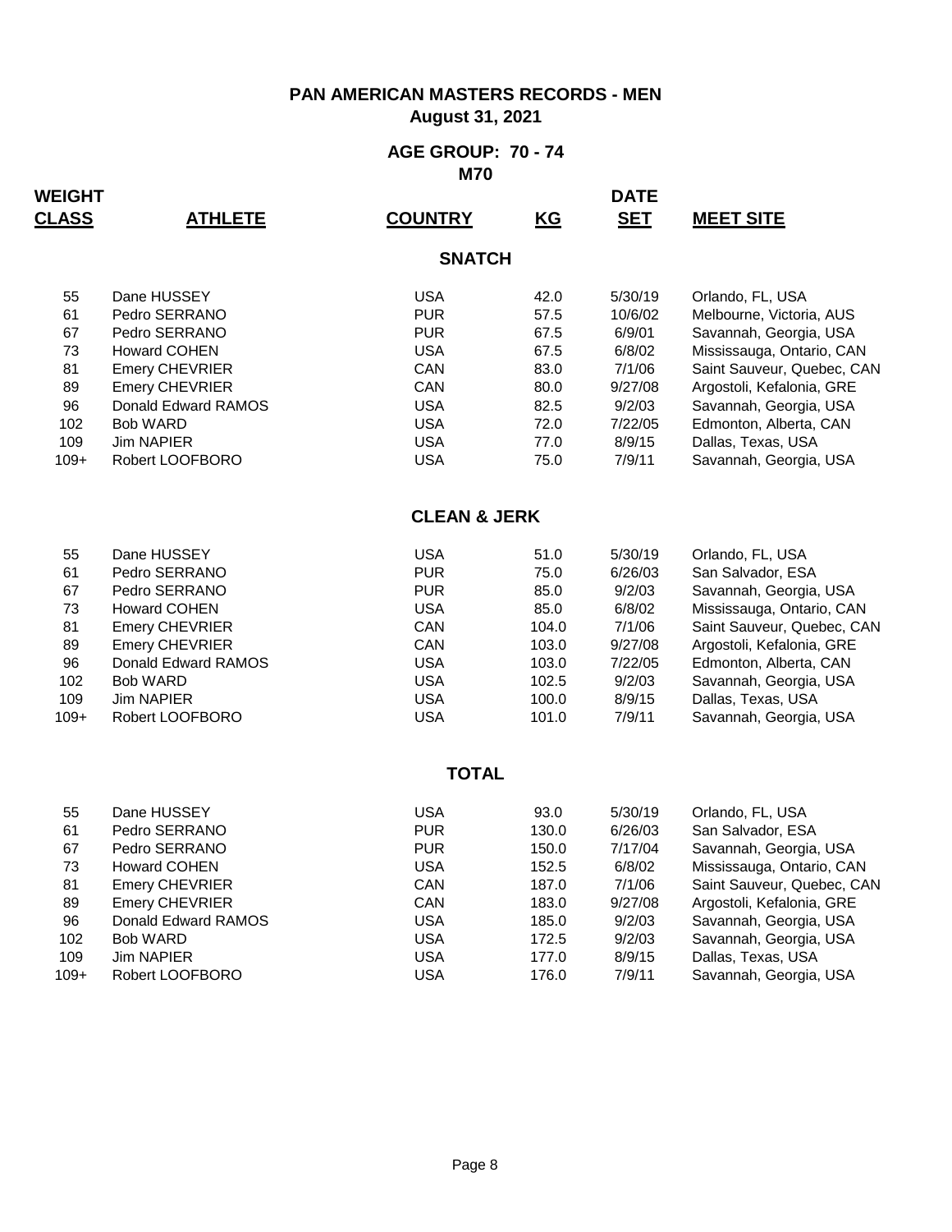# PAN AMERICAN MASTERS RECORDS - MEN

**August 31, 2021**

## AGE GROUP: 70 - 74

**M70**

### SNATCH

| WEIGHT CLASS | ATHLETE | COUNTRY | KG | DATE SET | MEET SITE |
|---|---|---|---|---|---|
| 55 | Dane HUSSEY | USA | 42.0 | 5/30/19 | Orlando, FL, USA |
| 61 | Pedro SERRANO | PUR | 57.5 | 10/6/02 | Melbourne, Victoria, AUS |
| 67 | Pedro SERRANO | PUR | 67.5 | 6/9/01 | Savannah, Georgia, USA |
| 73 | Howard COHEN | USA | 67.5 | 6/8/02 | Mississauga, Ontario, CAN |
| 81 | Emery CHEVRIER | CAN | 83.0 | 7/1/06 | Saint Sauveur, Quebec, CAN |
| 89 | Emery CHEVRIER | CAN | 80.0 | 9/27/08 | Argostoli, Kefalonia, GRE |
| 96 | Donald Edward RAMOS | USA | 82.5 | 9/2/03 | Savannah, Georgia, USA |
| 102 | Bob WARD | USA | 72.0 | 7/22/05 | Edmonton, Alberta, CAN |
| 109 | Jim NAPIER | USA | 77.0 | 8/9/15 | Dallas, Texas, USA |
| 109+ | Robert LOOFBORO | USA | 75.0 | 7/9/11 | Savannah, Georgia, USA |

### CLEAN & JERK

| WEIGHT CLASS | ATHLETE | COUNTRY | KG | DATE SET | MEET SITE |
|---|---|---|---|---|---|
| 55 | Dane HUSSEY | USA | 51.0 | 5/30/19 | Orlando, FL, USA |
| 61 | Pedro SERRANO | PUR | 75.0 | 6/26/03 | San Salvador, ESA |
| 67 | Pedro SERRANO | PUR | 85.0 | 9/2/03 | Savannah, Georgia, USA |
| 73 | Howard COHEN | USA | 85.0 | 6/8/02 | Mississauga, Ontario, CAN |
| 81 | Emery CHEVRIER | CAN | 104.0 | 7/1/06 | Saint Sauveur, Quebec, CAN |
| 89 | Emery CHEVRIER | CAN | 103.0 | 9/27/08 | Argostoli, Kefalonia, GRE |
| 96 | Donald Edward RAMOS | USA | 103.0 | 7/22/05 | Edmonton, Alberta, CAN |
| 102 | Bob WARD | USA | 102.5 | 9/2/03 | Savannah, Georgia, USA |
| 109 | Jim NAPIER | USA | 100.0 | 8/9/15 | Dallas, Texas, USA |
| 109+ | Robert LOOFBORO | USA | 101.0 | 7/9/11 | Savannah, Georgia, USA |

### TOTAL

| WEIGHT CLASS | ATHLETE | COUNTRY | KG | DATE SET | MEET SITE |
|---|---|---|---|---|---|
| 55 | Dane HUSSEY | USA | 93.0 | 5/30/19 | Orlando, FL, USA |
| 61 | Pedro SERRANO | PUR | 130.0 | 6/26/03 | San Salvador, ESA |
| 67 | Pedro SERRANO | PUR | 150.0 | 7/17/04 | Savannah, Georgia, USA |
| 73 | Howard COHEN | USA | 152.5 | 6/8/02 | Mississauga, Ontario, CAN |
| 81 | Emery CHEVRIER | CAN | 187.0 | 7/1/06 | Saint Sauveur, Quebec, CAN |
| 89 | Emery CHEVRIER | CAN | 183.0 | 9/27/08 | Argostoli, Kefalonia, GRE |
| 96 | Donald Edward RAMOS | USA | 185.0 | 9/2/03 | Savannah, Georgia, USA |
| 102 | Bob WARD | USA | 172.5 | 9/2/03 | Savannah, Georgia, USA |
| 109 | Jim NAPIER | USA | 177.0 | 8/9/15 | Dallas, Texas, USA |
| 109+ | Robert LOOFBORO | USA | 176.0 | 7/9/11 | Savannah, Georgia, USA |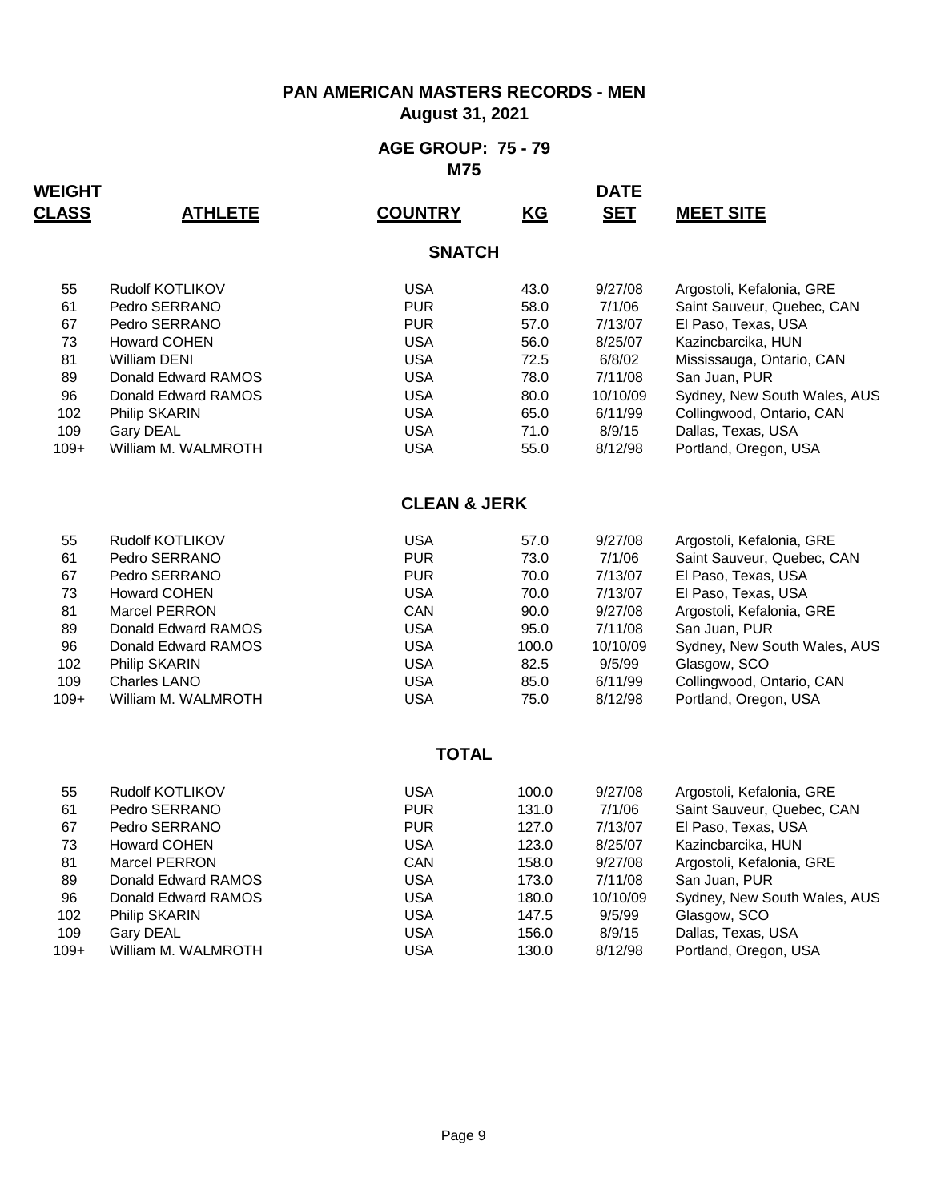# PAN AMERICAN MASTERS RECORDS - MEN

**August 31, 2021**

## AGE GROUP: 75 - 79

**M75**

### SNATCH

| WEIGHT CLASS | ATHLETE | COUNTRY | KG | DATE SET | MEET SITE |
|---|---|---|---|---|---|
| 55 | Rudolf KOTLIKOV | USA | 43.0 | 9/27/08 | Argostoli, Kefalonia, GRE |
| 61 | Pedro SERRANO | PUR | 58.0 | 7/1/06 | Saint Sauveur, Quebec, CAN |
| 67 | Pedro SERRANO | PUR | 57.0 | 7/13/07 | El Paso, Texas, USA |
| 73 | Howard COHEN | USA | 56.0 | 8/25/07 | Kazincbarcika, HUN |
| 81 | William DENI | USA | 72.5 | 6/8/02 | Mississauga, Ontario, CAN |
| 89 | Donald Edward RAMOS | USA | 78.0 | 7/11/08 | San Juan, PUR |
| 96 | Donald Edward RAMOS | USA | 80.0 | 10/10/09 | Sydney, New South Wales, AUS |
| 102 | Philip SKARIN | USA | 65.0 | 6/11/99 | Collingwood, Ontario, CAN |
| 109 | Gary DEAL | USA | 71.0 | 8/9/15 | Dallas, Texas, USA |
| 109+ | William M. WALMROTH | USA | 55.0 | 8/12/98 | Portland, Oregon, USA |

### CLEAN & JERK

| WEIGHT CLASS | ATHLETE | COUNTRY | KG | DATE SET | MEET SITE |
|---|---|---|---|---|---|
| 55 | Rudolf KOTLIKOV | USA | 57.0 | 9/27/08 | Argostoli, Kefalonia, GRE |
| 61 | Pedro SERRANO | PUR | 73.0 | 7/1/06 | Saint Sauveur, Quebec, CAN |
| 67 | Pedro SERRANO | PUR | 70.0 | 7/13/07 | El Paso, Texas, USA |
| 73 | Howard COHEN | USA | 70.0 | 7/13/07 | El Paso, Texas, USA |
| 81 | Marcel PERRON | CAN | 90.0 | 9/27/08 | Argostoli, Kefalonia, GRE |
| 89 | Donald Edward RAMOS | USA | 95.0 | 7/11/08 | San Juan, PUR |
| 96 | Donald Edward RAMOS | USA | 100.0 | 10/10/09 | Sydney, New South Wales, AUS |
| 102 | Philip SKARIN | USA | 82.5 | 9/5/99 | Glasgow, SCO |
| 109 | Charles LANO | USA | 85.0 | 6/11/99 | Collingwood, Ontario, CAN |
| 109+ | William M. WALMROTH | USA | 75.0 | 8/12/98 | Portland, Oregon, USA |

### TOTAL

| WEIGHT CLASS | ATHLETE | COUNTRY | KG | DATE SET | MEET SITE |
|---|---|---|---|---|---|
| 55 | Rudolf KOTLIKOV | USA | 100.0 | 9/27/08 | Argostoli, Kefalonia, GRE |
| 61 | Pedro SERRANO | PUR | 131.0 | 7/1/06 | Saint Sauveur, Quebec, CAN |
| 67 | Pedro SERRANO | PUR | 127.0 | 7/13/07 | El Paso, Texas, USA |
| 73 | Howard COHEN | USA | 123.0 | 8/25/07 | Kazincbarcika, HUN |
| 81 | Marcel PERRON | CAN | 158.0 | 9/27/08 | Argostoli, Kefalonia, GRE |
| 89 | Donald Edward RAMOS | USA | 173.0 | 7/11/08 | San Juan, PUR |
| 96 | Donald Edward RAMOS | USA | 180.0 | 10/10/09 | Sydney, New South Wales, AUS |
| 102 | Philip SKARIN | USA | 147.5 | 9/5/99 | Glasgow, SCO |
| 109 | Gary DEAL | USA | 156.0 | 8/9/15 | Dallas, Texas, USA |
| 109+ | William M. WALMROTH | USA | 130.0 | 8/12/98 | Portland, Oregon, USA |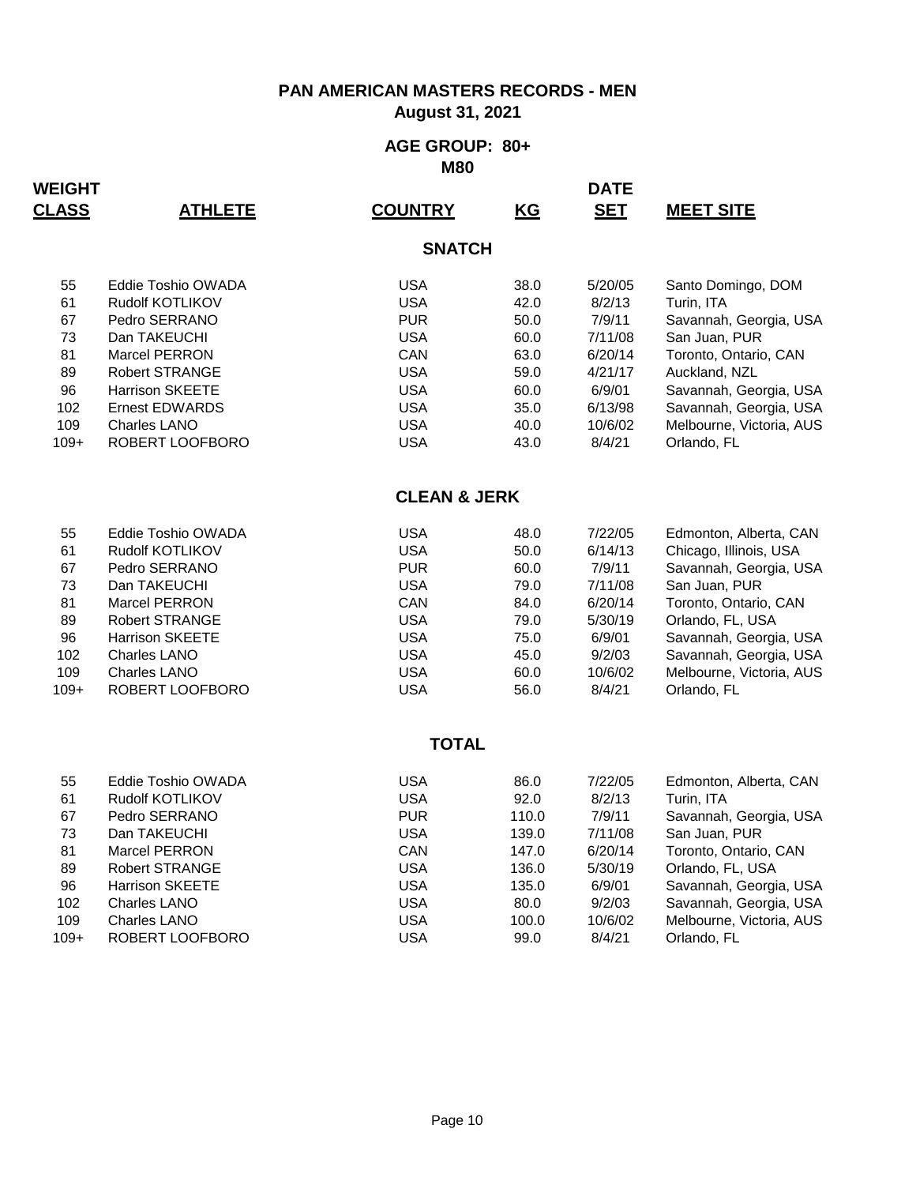# PAN AMERICAN MASTERS RECORDS - MEN

**August 31, 2021**

## AGE GROUP: 80+

**M80**

### SNATCH

| WEIGHT CLASS | ATHLETE | COUNTRY | KG | DATE SET | MEET SITE |
|---|---|---|---|---|---|
| 55 | Eddie Toshio OWADA | USA | 38.0 | 5/20/05 | Santo Domingo, DOM |
| 61 | Rudolf KOTLIKOV | USA | 42.0 | 8/2/13 | Turin, ITA |
| 67 | Pedro SERRANO | PUR | 50.0 | 7/9/11 | Savannah, Georgia, USA |
| 73 | Dan TAKEUCHI | USA | 60.0 | 7/11/08 | San Juan, PUR |
| 81 | Marcel PERRON | CAN | 63.0 | 6/20/14 | Toronto, Ontario, CAN |
| 89 | Robert STRANGE | USA | 59.0 | 4/21/17 | Auckland, NZL |
| 96 | Harrison SKEETE | USA | 60.0 | 6/9/01 | Savannah, Georgia, USA |
| 102 | Ernest EDWARDS | USA | 35.0 | 6/13/98 | Savannah, Georgia, USA |
| 109 | Charles LANO | USA | 40.0 | 10/6/02 | Melbourne, Victoria, AUS |
| 109+ | ROBERT LOOFBORO | USA | 43.0 | 8/4/21 | Orlando, FL |

### CLEAN & JERK

| WEIGHT CLASS | ATHLETE | COUNTRY | KG | DATE SET | MEET SITE |
|---|---|---|---|---|---|
| 55 | Eddie Toshio OWADA | USA | 48.0 | 7/22/05 | Edmonton, Alberta, CAN |
| 61 | Rudolf KOTLIKOV | USA | 50.0 | 6/14/13 | Chicago, Illinois, USA |
| 67 | Pedro SERRANO | PUR | 60.0 | 7/9/11 | Savannah, Georgia, USA |
| 73 | Dan TAKEUCHI | USA | 79.0 | 7/11/08 | San Juan, PUR |
| 81 | Marcel PERRON | CAN | 84.0 | 6/20/14 | Toronto, Ontario, CAN |
| 89 | Robert STRANGE | USA | 79.0 | 5/30/19 | Orlando, FL, USA |
| 96 | Harrison SKEETE | USA | 75.0 | 6/9/01 | Savannah, Georgia, USA |
| 102 | Charles LANO | USA | 45.0 | 9/2/03 | Savannah, Georgia, USA |
| 109 | Charles LANO | USA | 60.0 | 10/6/02 | Melbourne, Victoria, AUS |
| 109+ | ROBERT LOOFBORO | USA | 56.0 | 8/4/21 | Orlando, FL |

### TOTAL

| WEIGHT CLASS | ATHLETE | COUNTRY | KG | DATE SET | MEET SITE |
|---|---|---|---|---|---|
| 55 | Eddie Toshio OWADA | USA | 86.0 | 7/22/05 | Edmonton, Alberta, CAN |
| 61 | Rudolf KOTLIKOV | USA | 92.0 | 8/2/13 | Turin, ITA |
| 67 | Pedro SERRANO | PUR | 110.0 | 7/9/11 | Savannah, Georgia, USA |
| 73 | Dan TAKEUCHI | USA | 139.0 | 7/11/08 | San Juan, PUR |
| 81 | Marcel PERRON | CAN | 147.0 | 6/20/14 | Toronto, Ontario, CAN |
| 89 | Robert STRANGE | USA | 136.0 | 5/30/19 | Orlando, FL, USA |
| 96 | Harrison SKEETE | USA | 135.0 | 6/9/01 | Savannah, Georgia, USA |
| 102 | Charles LANO | USA | 80.0 | 9/2/03 | Savannah, Georgia, USA |
| 109 | Charles LANO | USA | 100.0 | 10/6/02 | Melbourne, Victoria, AUS |
| 109+ | ROBERT LOOFBORO | USA | 99.0 | 8/4/21 | Orlando, FL |